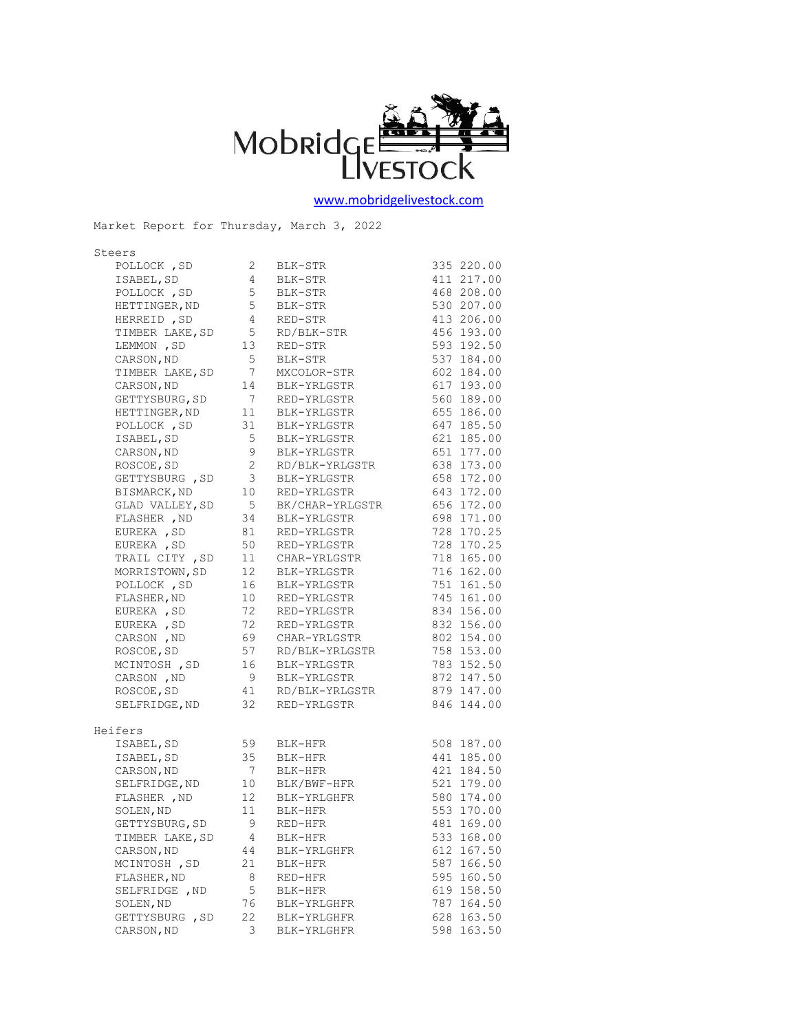# Mobridge Livestock

www.mobridgelivestock.com

Market Report for Thursday, March 3, 2022

## Steers

| Location | Head | Description | Weight | Price |
|---|---|---|---|---|
| POLLOCK ,SD | 2 | BLK-STR | 335 | 220.00 |
| ISABEL,SD | 4 | BLK-STR | 411 | 217.00 |
| POLLOCK ,SD | 5 | BLK-STR | 468 | 208.00 |
| HETTINGER,ND | 5 | BLK-STR | 530 | 207.00 |
| HERREID ,SD | 4 | RED-STR | 413 | 206.00 |
| TIMBER LAKE,SD | 5 | RD/BLK-STR | 456 | 193.00 |
| LEMMON ,SD | 13 | RED-STR | 593 | 192.50 |
| CARSON,ND | 5 | BLK-STR | 537 | 184.00 |
| TIMBER LAKE,SD | 7 | MXCOLOR-STR | 602 | 184.00 |
| CARSON,ND | 14 | BLK-YRLGSTR | 617 | 193.00 |
| GETTYSBURG,SD | 7 | RED-YRLGSTR | 560 | 189.00 |
| HETTINGER,ND | 11 | BLK-YRLGSTR | 655 | 186.00 |
| POLLOCK ,SD | 31 | BLK-YRLGSTR | 647 | 185.50 |
| ISABEL,SD | 5 | BLK-YRLGSTR | 621 | 185.00 |
| CARSON,ND | 9 | BLK-YRLGSTR | 651 | 177.00 |
| ROSCOE,SD | 2 | RD/BLK-YRLGSTR | 638 | 173.00 |
| GETTYSBURG ,SD | 3 | BLK-YRLGSTR | 658 | 172.00 |
| BISMARCK,ND | 10 | RED-YRLGSTR | 643 | 172.00 |
| GLAD VALLEY,SD | 5 | BK/CHAR-YRLGSTR | 656 | 172.00 |
| FLASHER ,ND | 34 | BLK-YRLGSTR | 698 | 171.00 |
| EUREKA ,SD | 81 | RED-YRLGSTR | 728 | 170.25 |
| EUREKA ,SD | 50 | RED-YRLGSTR | 728 | 170.25 |
| TRAIL CITY ,SD | 11 | CHAR-YRLGSTR | 718 | 165.00 |
| MORRISTOWN,SD | 12 | BLK-YRLGSTR | 716 | 162.00 |
| POLLOCK ,SD | 16 | BLK-YRLGSTR | 751 | 161.50 |
| FLASHER,ND | 10 | RED-YRLGSTR | 745 | 161.00 |
| EUREKA ,SD | 72 | RED-YRLGSTR | 834 | 156.00 |
| EUREKA ,SD | 72 | RED-YRLGSTR | 832 | 156.00 |
| CARSON ,ND | 69 | CHAR-YRLGSTR | 802 | 154.00 |
| ROSCOE,SD | 57 | RD/BLK-YRLGSTR | 758 | 153.00 |
| MCINTOSH ,SD | 16 | BLK-YRLGSTR | 783 | 152.50 |
| CARSON ,ND | 9 | BLK-YRLGSTR | 872 | 147.50 |
| ROSCOE,SD | 41 | RD/BLK-YRLGSTR | 879 | 147.00 |
| SELFRIDGE,ND | 32 | RED-YRLGSTR | 846 | 144.00 |

## Heifers

| Location | Head | Description | Weight | Price |
|---|---|---|---|---|
| ISABEL,SD | 59 | BLK-HFR | 508 | 187.00 |
| ISABEL,SD | 35 | BLK-HFR | 441 | 185.00 |
| CARSON,ND | 7 | BLK-HFR | 421 | 184.50 |
| SELFRIDGE,ND | 10 | BLK/BWF-HFR | 521 | 179.00 |
| FLASHER ,ND | 12 | BLK-YRLGHFR | 580 | 174.00 |
| SOLEN,ND | 11 | BLK-HFR | 553 | 170.00 |
| GETTYSBURG,SD | 9 | RED-HFR | 481 | 169.00 |
| TIMBER LAKE,SD | 4 | BLK-HFR | 533 | 168.00 |
| CARSON,ND | 44 | BLK-YRLGHFR | 612 | 167.50 |
| MCINTOSH ,SD | 21 | BLK-HFR | 587 | 166.50 |
| FLASHER,ND | 8 | RED-HFR | 595 | 160.50 |
| SELFRIDGE ,ND | 5 | BLK-HFR | 619 | 158.50 |
| SOLEN,ND | 76 | BLK-YRLGHFR | 787 | 164.50 |
| GETTYSBURG ,SD | 22 | BLK-YRLGHFR | 628 | 163.50 |
| CARSON,ND | 3 | BLK-YRLGHFR | 598 | 163.50 |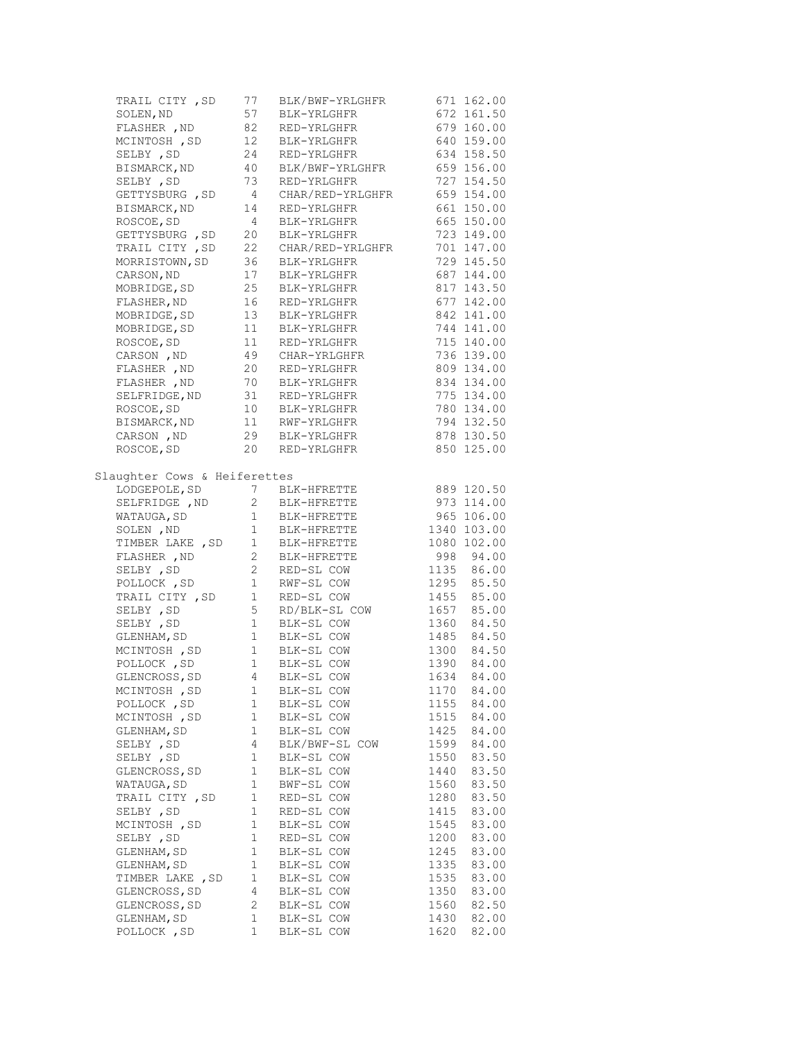| | | | | |
|---|---|---|---|---|
| TRAIL CITY ,SD | 77 | BLK/BWF-YRLGHFR | 671 | 162.00 |
| SOLEN,ND | 57 | BLK-YRLGHFR | 672 | 161.50 |
| FLASHER ,ND | 82 | RED-YRLGHFR | 679 | 160.00 |
| MCINTOSH ,SD | 12 | BLK-YRLGHFR | 640 | 159.00 |
| SELBY ,SD | 24 | RED-YRLGHFR | 634 | 158.50 |
| BISMARCK,ND | 40 | BLK/BWF-YRLGHFR | 659 | 156.00 |
| SELBY ,SD | 73 | RED-YRLGHFR | 727 | 154.50 |
| GETTYSBURG ,SD | 4 | CHAR/RED-YRLGHFR | 659 | 154.00 |
| BISMARCK,ND | 14 | RED-YRLGHFR | 661 | 150.00 |
| ROSCOE,SD | 4 | BLK-YRLGHFR | 665 | 150.00 |
| GETTYSBURG ,SD | 20 | BLK-YRLGHFR | 723 | 149.00 |
| TRAIL CITY ,SD | 22 | CHAR/RED-YRLGHFR | 701 | 147.00 |
| MORRISTOWN,SD | 36 | BLK-YRLGHFR | 729 | 145.50 |
| CARSON,ND | 17 | BLK-YRLGHFR | 687 | 144.00 |
| MOBRIDGE,SD | 25 | BLK-YRLGHFR | 817 | 143.50 |
| FLASHER,ND | 16 | RED-YRLGHFR | 677 | 142.00 |
| MOBRIDGE,SD | 13 | BLK-YRLGHFR | 842 | 141.00 |
| MOBRIDGE,SD | 11 | BLK-YRLGHFR | 744 | 141.00 |
| ROSCOE,SD | 11 | RED-YRLGHFR | 715 | 140.00 |
| CARSON ,ND | 49 | CHAR-YRLGHFR | 736 | 139.00 |
| FLASHER ,ND | 20 | RED-YRLGHFR | 809 | 134.00 |
| FLASHER ,ND | 70 | BLK-YRLGHFR | 834 | 134.00 |
| SELFRIDGE,ND | 31 | RED-YRLGHFR | 775 | 134.00 |
| ROSCOE,SD | 10 | BLK-YRLGHFR | 780 | 134.00 |
| BISMARCK,ND | 11 | RWF-YRLGHFR | 794 | 132.50 |
| CARSON ,ND | 29 | BLK-YRLGHFR | 878 | 130.50 |
| ROSCOE,SD | 20 | RED-YRLGHFR | 850 | 125.00 |

Slaughter Cows & Heiferettes

| | | | | |
|---|---|---|---|---|
| LODGEPOLE,SD | 7 | BLK-HFRETTE | 889 | 120.50 |
| SELFRIDGE ,ND | 2 | BLK-HFRETTE | 973 | 114.00 |
| WATAUGA,SD | 1 | BLK-HFRETTE | 965 | 106.00 |
| SOLEN ,ND | 1 | BLK-HFRETTE | 1340 | 103.00 |
| TIMBER LAKE ,SD | 1 | BLK-HFRETTE | 1080 | 102.00 |
| FLASHER ,ND | 2 | BLK-HFRETTE | 998 | 94.00 |
| SELBY ,SD | 2 | RED-SL COW | 1135 | 86.00 |
| POLLOCK ,SD | 1 | RWF-SL COW | 1295 | 85.50 |
| TRAIL CITY ,SD | 1 | RED-SL COW | 1455 | 85.00 |
| SELBY ,SD | 5 | RD/BLK-SL COW | 1657 | 85.00 |
| SELBY ,SD | 1 | BLK-SL COW | 1360 | 84.50 |
| GLENHAM,SD | 1 | BLK-SL COW | 1485 | 84.50 |
| MCINTOSH ,SD | 1 | BLK-SL COW | 1300 | 84.50 |
| POLLOCK ,SD | 1 | BLK-SL COW | 1390 | 84.00 |
| GLENCROSS,SD | 4 | BLK-SL COW | 1634 | 84.00 |
| MCINTOSH ,SD | 1 | BLK-SL COW | 1170 | 84.00 |
| POLLOCK ,SD | 1 | BLK-SL COW | 1155 | 84.00 |
| MCINTOSH ,SD | 1 | BLK-SL COW | 1515 | 84.00 |
| GLENHAM,SD | 1 | BLK-SL COW | 1425 | 84.00 |
| SELBY ,SD | 4 | BLK/BWF-SL COW | 1599 | 84.00 |
| SELBY ,SD | 1 | BLK-SL COW | 1550 | 83.50 |
| GLENCROSS,SD | 1 | BLK-SL COW | 1440 | 83.50 |
| WATAUGA,SD | 1 | BWF-SL COW | 1560 | 83.50 |
| TRAIL CITY ,SD | 1 | RED-SL COW | 1280 | 83.50 |
| SELBY ,SD | 1 | RED-SL COW | 1415 | 83.00 |
| MCINTOSH ,SD | 1 | BLK-SL COW | 1545 | 83.00 |
| SELBY ,SD | 1 | RED-SL COW | 1200 | 83.00 |
| GLENHAM,SD | 1 | BLK-SL COW | 1245 | 83.00 |
| GLENHAM,SD | 1 | BLK-SL COW | 1335 | 83.00 |
| TIMBER LAKE ,SD | 1 | BLK-SL COW | 1535 | 83.00 |
| GLENCROSS,SD | 4 | BLK-SL COW | 1350 | 83.00 |
| GLENCROSS,SD | 2 | BLK-SL COW | 1560 | 82.50 |
| GLENHAM,SD | 1 | BLK-SL COW | 1430 | 82.00 |
| POLLOCK ,SD | 1 | BLK-SL COW | 1620 | 82.00 |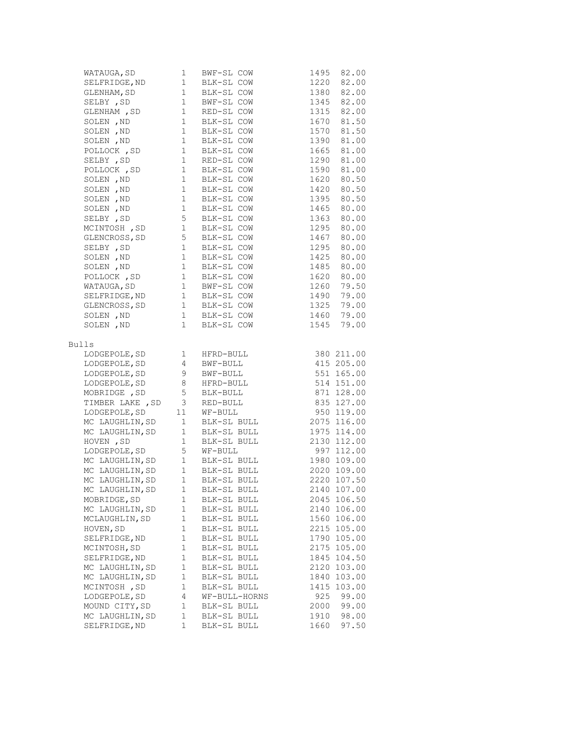| | | | | |
|---|---|---|---|---|
| WATAUGA,SD | 1 | BWF-SL COW | 1495 | 82.00 |
| SELFRIDGE,ND | 1 | BLK-SL COW | 1220 | 82.00 |
| GLENHAM,SD | 1 | BLK-SL COW | 1380 | 82.00 |
| SELBY ,SD | 1 | BWF-SL COW | 1345 | 82.00 |
| GLENHAM ,SD | 1 | RED-SL COW | 1315 | 82.00 |
| SOLEN ,ND | 1 | BLK-SL COW | 1670 | 81.50 |
| SOLEN ,ND | 1 | BLK-SL COW | 1570 | 81.50 |
| SOLEN ,ND | 1 | BLK-SL COW | 1390 | 81.00 |
| POLLOCK ,SD | 1 | BLK-SL COW | 1665 | 81.00 |
| SELBY ,SD | 1 | RED-SL COW | 1290 | 81.00 |
| POLLOCK ,SD | 1 | BLK-SL COW | 1590 | 81.00 |
| SOLEN ,ND | 1 | BLK-SL COW | 1620 | 80.50 |
| SOLEN ,ND | 1 | BLK-SL COW | 1420 | 80.50 |
| SOLEN ,ND | 1 | BLK-SL COW | 1395 | 80.50 |
| SOLEN ,ND | 1 | BLK-SL COW | 1465 | 80.00 |
| SELBY ,SD | 5 | BLK-SL COW | 1363 | 80.00 |
| MCINTOSH ,SD | 1 | BLK-SL COW | 1295 | 80.00 |
| GLENCROSS,SD | 5 | BLK-SL COW | 1467 | 80.00 |
| SELBY ,SD | 1 | BLK-SL COW | 1295 | 80.00 |
| SOLEN ,ND | 1 | BLK-SL COW | 1425 | 80.00 |
| SOLEN ,ND | 1 | BLK-SL COW | 1485 | 80.00 |
| POLLOCK ,SD | 1 | BLK-SL COW | 1620 | 80.00 |
| WATAUGA,SD | 1 | BWF-SL COW | 1260 | 79.50 |
| SELFRIDGE,ND | 1 | BLK-SL COW | 1490 | 79.00 |
| GLENCROSS,SD | 1 | BLK-SL COW | 1325 | 79.00 |
| SOLEN ,ND | 1 | BLK-SL COW | 1460 | 79.00 |
| SOLEN ,ND | 1 | BLK-SL COW | 1545 | 79.00 |

Bulls

| | | | | |
|---|---|---|---|---|
| LODGEPOLE,SD | 1 | HFRD-BULL | 380 | 211.00 |
| LODGEPOLE,SD | 4 | BWF-BULL | 415 | 205.00 |
| LODGEPOLE,SD | 9 | BWF-BULL | 551 | 165.00 |
| LODGEPOLE,SD | 8 | HFRD-BULL | 514 | 151.00 |
| MOBRIDGE ,SD | 5 | BLK-BULL | 871 | 128.00 |
| TIMBER LAKE ,SD | 3 | RED-BULL | 835 | 127.00 |
| LODGEPOLE,SD | 11 | WF-BULL | 950 | 119.00 |
| MC LAUGHLIN,SD | 1 | BLK-SL BULL | 2075 | 116.00 |
| MC LAUGHLIN,SD | 1 | BLK-SL BULL | 1975 | 114.00 |
| HOVEN ,SD | 1 | BLK-SL BULL | 2130 | 112.00 |
| LODGEPOLE,SD | 5 | WF-BULL | 997 | 112.00 |
| MC LAUGHLIN,SD | 1 | BLK-SL BULL | 1980 | 109.00 |
| MC LAUGHLIN,SD | 1 | BLK-SL BULL | 2020 | 109.00 |
| MC LAUGHLIN,SD | 1 | BLK-SL BULL | 2220 | 107.50 |
| MC LAUGHLIN,SD | 1 | BLK-SL BULL | 2140 | 107.00 |
| MOBRIDGE,SD | 1 | BLK-SL BULL | 2045 | 106.50 |
| MC LAUGHLIN,SD | 1 | BLK-SL BULL | 2140 | 106.00 |
| MCLAUGHLIN,SD | 1 | BLK-SL BULL | 1560 | 106.00 |
| HOVEN,SD | 1 | BLK-SL BULL | 2215 | 105.00 |
| SELFRIDGE,ND | 1 | BLK-SL BULL | 1790 | 105.00 |
| MCINTOSH,SD | 1 | BLK-SL BULL | 2175 | 105.00 |
| SELFRIDGE,ND | 1 | BLK-SL BULL | 1845 | 104.50 |
| MC LAUGHLIN,SD | 1 | BLK-SL BULL | 2120 | 103.00 |
| MC LAUGHLIN,SD | 1 | BLK-SL BULL | 1840 | 103.00 |
| MCINTOSH ,SD | 1 | BLK-SL BULL | 1415 | 103.00 |
| LODGEPOLE,SD | 4 | WF-BULL-HORNS | 925 | 99.00 |
| MOUND CITY,SD | 1 | BLK-SL BULL | 2000 | 99.00 |
| MC LAUGHLIN,SD | 1 | BLK-SL BULL | 1910 | 98.00 |
| SELFRIDGE,ND | 1 | BLK-SL BULL | 1660 | 97.50 |